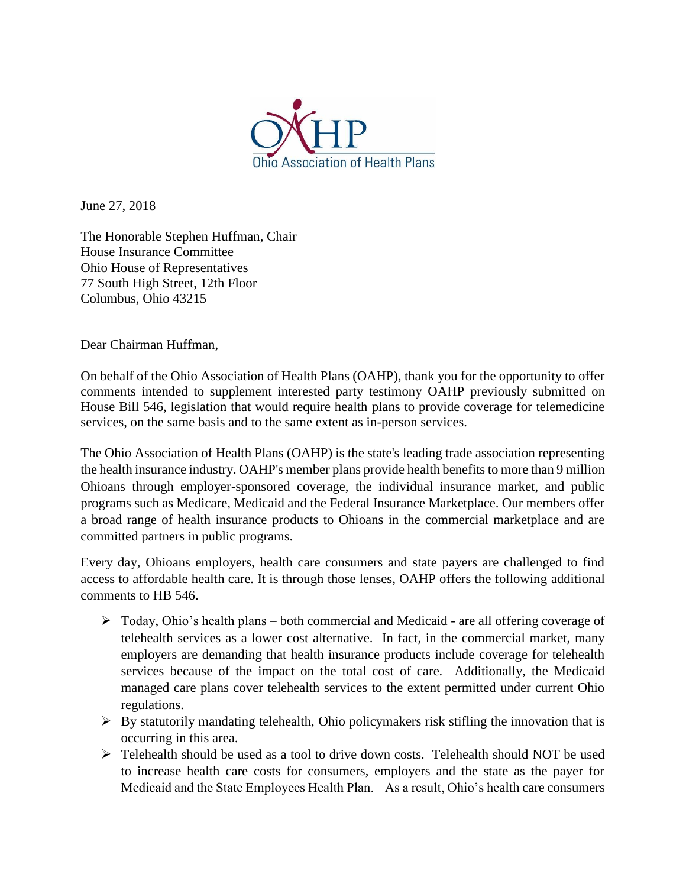OAHP

Ohio Association of Health Plans

June 27, 2018

The Honorable Stephen Huffman, Chair
House Insurance Committee
Ohio House of Representatives
77 South High Street, 12th Floor
Columbus, Ohio 43215

Dear Chairman Huffman,

On behalf of the Ohio Association of Health Plans (OAHP), thank you for the opportunity to offer comments intended to supplement interested party testimony OAHP previously submitted on House Bill 546, legislation that would require health plans to provide coverage for telemedicine services, on the same basis and to the same extent as in-person services.

The Ohio Association of Health Plans (OAHP) is the state's leading trade association representing the health insurance industry. OAHP's member plans provide health benefits to more than 9 million Ohioans through employer-sponsored coverage, the individual insurance market, and public programs such as Medicare, Medicaid and the Federal Insurance Marketplace. Our members offer a broad range of health insurance products to Ohioans in the commercial marketplace and are committed partners in public programs.

Every day, Ohioans employers, health care consumers and state payers are challenged to find access to affordable health care. It is through those lenses, OAHP offers the following additional comments to HB 546.

- Today, Ohio's health plans – both commercial and Medicaid - are all offering coverage of telehealth services as a lower cost alternative. In fact, in the commercial market, many employers are demanding that health insurance products include coverage for telehealth services because of the impact on the total cost of care. Additionally, the Medicaid managed care plans cover telehealth services to the extent permitted under current Ohio regulations.
- By statutorily mandating telehealth, Ohio policymakers risk stifling the innovation that is occurring in this area.
- Telehealth should be used as a tool to drive down costs. Telehealth should NOT be used to increase health care costs for consumers, employers and the state as the payer for Medicaid and the State Employees Health Plan. As a result, Ohio's health care consumers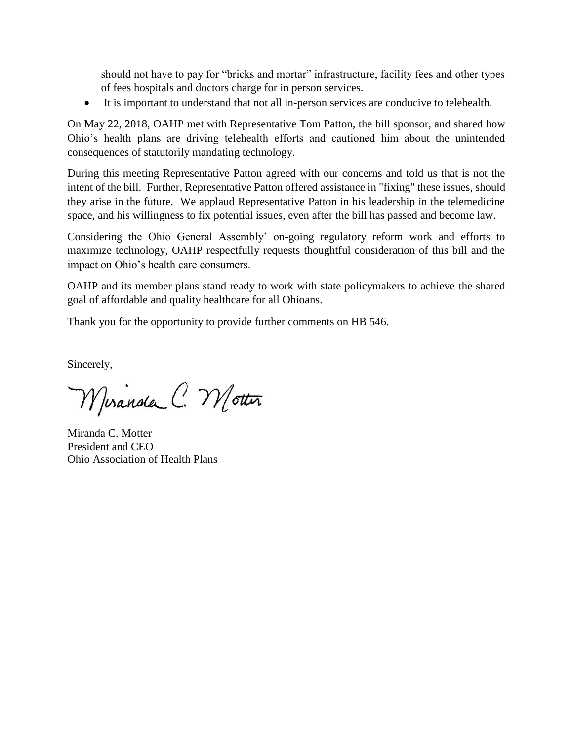should not have to pay for "bricks and mortar" infrastructure, facility fees and other types of fees hospitals and doctors charge for in person services.

- It is important to understand that not all in-person services are conducive to telehealth.

On May 22, 2018, OAHP met with Representative Tom Patton, the bill sponsor, and shared how Ohio's health plans are driving telehealth efforts and cautioned him about the unintended consequences of statutorily mandating technology.

During this meeting Representative Patton agreed with our concerns and told us that is not the intent of the bill. Further, Representative Patton offered assistance in "fixing" these issues, should they arise in the future. We applaud Representative Patton in his leadership in the telemedicine space, and his willingness to fix potential issues, even after the bill has passed and become law.

Considering the Ohio General Assembly' on-going regulatory reform work and efforts to maximize technology, OAHP respectfully requests thoughtful consideration of this bill and the impact on Ohio's health care consumers.

OAHP and its member plans stand ready to work with state policymakers to achieve the shared goal of affordable and quality healthcare for all Ohioans.

Thank you for the opportunity to provide further comments on HB 546.

Sincerely,

Miranda C. Motter

Miranda C. Motter
President and CEO
Ohio Association of Health Plans